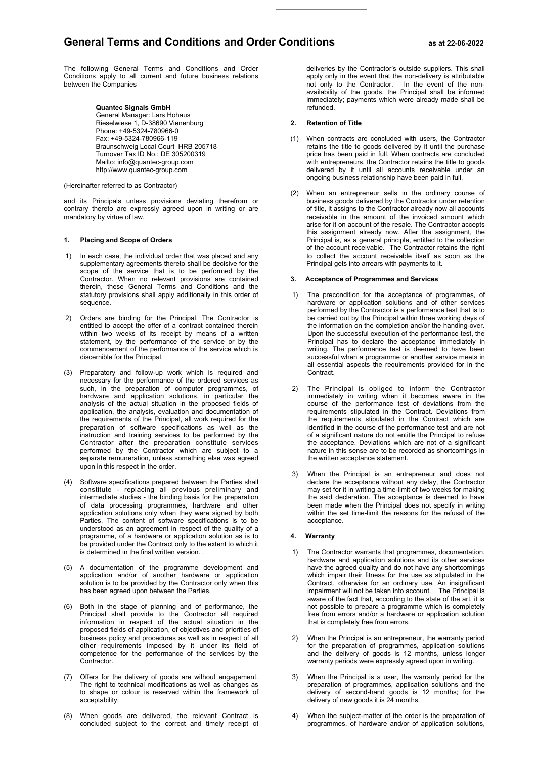# General Terms and Conditions and Order Conditions

**as at 22-06-2022**

The following General Terms and Conditions and Order Conditions apply to all current and future business relations between the Companies

**Quantec Signals GmbH**
General Manager: Lars Hohaus
Rieselwiese 1, D-38690 Vienenburg
Phone: +49-5324-780966-0
Fax: +49-5324-780966-119
Braunschweig Local Court HRB 205718
Turnover Tax ID No.: DE 305200319
Mailto: info@quantec-group.com
http://www.quantec-group.com

(Hereinafter referred to as Contractor)

and its Principals unless provisions deviating therefrom or contrary thereto are expressly agreed upon in writing or are mandatory by virtue of law.

## 1. Placing and Scope of Orders

1) In each case, the individual order that was placed and any supplementary agreements thereto shall be decisive for the scope of the service that is to be performed by the Contractor. When no relevant provisions are contained therein, these General Terms and Conditions and the statutory provisions shall apply additionally in this order of sequence.

2) Orders are binding for the Principal. The Contractor is entitled to accept the offer of a contract contained therein within two weeks of its receipt by means of a written statement, by the performance of the service or by the commencement of the performance of the service which is discernible for the Principal.

(3) Preparatory and follow-up work which is required and necessary for the performance of the ordered services as such, in the preparation of computer programmes, of hardware and application solutions, in particular the analysis of the actual situation in the proposed fields of application, the analysis, evaluation and documentation of the requirements of the Principal, all work required for the preparation of software specifications as well as the instruction and training services to be performed by the Contractor after the preparation constitute services performed by the Contractor which are subject to a separate remuneration, unless something else was agreed upon in this respect in the order.

(4) Software specifications prepared between the Parties shall constitute - replacing all previous preliminary and intermediate studies - the binding basis for the preparation of data processing programmes, hardware and other application solutions only when they were signed by both Parties. The content of software specifications is to be understood as an agreement in respect of the quality of a programme, of a hardware or application solution as is to be provided under the Contract only to the extent to which it is determined in the final written version. .

(5) A documentation of the programme development and application and/or of another hardware or application solution is to be provided by the Contractor only when this has been agreed upon between the Parties.

(6) Both in the stage of planning and of performance, the Principal shall provide to the Contractor all required information in respect of the actual situation in the proposed fields of application, of objectives and priorities of business policy and procedures as well as in respect of all other requirements imposed by it under its field of competence for the performance of the services by the Contractor.

(7) Offers for the delivery of goods are without engagement. The right to technical modifications as well as changes as to shape or colour is reserved within the framework of acceptability.

(8) When goods are delivered, the relevant Contract is concluded subject to the correct and timely receipt ot deliveries by the Contractor's outside suppliers. This shall apply only in the event that the non-delivery is attributable not only to the Contractor. In the event of the non-availability of the goods, the Principal shall be informed immediately; payments which were already made shall be refunded.

## 2. Retention of Title

(1) When contracts are concluded with users, the Contractor retains the title to goods delivered by it until the purchase price has been paid in full. When contracts are concluded with entrepreneurs, the Contractor retains the title to goods delivered by it until all accounts receivable under an ongoing business relationship have been paid in full.

(2) When an entrepreneur sells in the ordinary course of business goods delivered by the Contractor under retention of title, it assigns to the Contractor already now all accounts receivable in the amount of the invoiced amount which arise for it on account of the resale. The Contractor accepts this assignment already now. After the assignment, the Principal is, as a general principle, entitled to the collection of the account receivable. The Contractor retains the right to collect the account receivable itself as soon as the Principal gets into arrears with payments to it.

## 3. Acceptance of Programmes and Services

1) The precondition for the acceptance of programmes, of hardware or application solutions and of other services performed by the Contractor is a performance test that is to be carried out by the Principal within three working days of the information on the completion and/or the handing-over. Upon the successful execution of the performance test, the Principal has to declare the acceptance immediately in writing. The performance test is deemed to have been successful when a programme or another service meets in all essential aspects the requirements provided for in the Contract.

2) The Principal is obliged to inform the Contractor immediately in writing when it becomes aware in the course of the performance test of deviations from the requirements stipulated in the Contract. Deviations from the requirements stipulated in the Contract which are identified in the course of the performance test and are not of a significant nature do not entitle the Principal to refuse the acceptance. Deviations which are not of a significant nature in this sense are to be recorded as shortcomings in the written acceptance statement.

3) When the Principal is an entrepreneur and does not declare the acceptance without any delay, the Contractor may set for it in writing a time-limit of two weeks for making the said declaration. The acceptance is deemed to have been made when the Principal does not specify in writing within the set time-limit the reasons for the refusal of the acceptance.

## 4. Warranty

1) The Contractor warrants that programmes, documentation, hardware and application solutions and its other services have the agreed quality and do not have any shortcomings which impair their fitness for the use as stipulated in the Contract, otherwise for an ordinary use. An insignificant impairment will not be taken into account. The Principal is aware of the fact that, according to the state of the art, it is not possible to prepare a programme which is completely free from errors and/or a hardware or application solution that is completely free from errors.

2) When the Principal is an entrepreneur, the warranty period for the preparation of programmes, application solutions and the delivery of goods is 12 months, unless longer warranty periods were expressly agreed upon in writing.

3) When the Principal is a user, the warranty period for the preparation of programmes, application solutions and the delivery of second-hand goods is 12 months; for the delivery of new goods it is 24 months.

4) When the subject-matter of the order is the preparation of programmes, of hardware and/or of application solutions,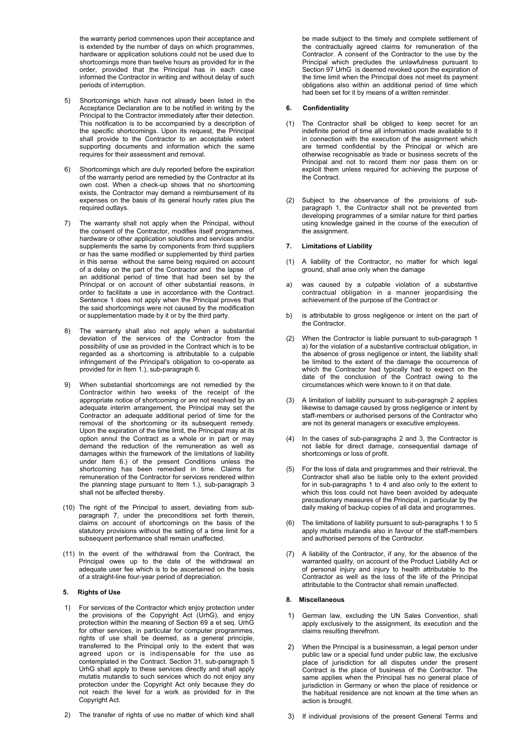the warranty period commences upon their acceptance and is extended by the number of days on which programmes, hardware or application solutions could not be used due to shortcomings more than twelve hours as provided for in the order, provided that the Principal has in each case informed the Contractor in writing and without delay of such periods of interruption.

5) Shortcomings which have not already been listed in the Acceptance Declaration are to be notified in writing by the Principal to the Contractor immediately after their detection. This notification is to be accompanied by a description of the specific shortcomings. Upon its request, the Principal shall provide to the Contractor to an acceptable extent supporting documents and information which the same requires for their assessment and removal.

6) Shortcomings which are duly reported before the expiration of the warranty period are remedied by the Contractor at its own cost. When a check-up shows that no shortcoming exists, the Contractor may demand a reimbursement of its expenses on the basis of its general hourly rates plus the required outlays.

7) The warranty shall not apply when the Principal, without the consent of the Contractor, modifies itself programmes, hardware or other application solutions and services and/or supplements the same by components from third suppliers or has the same modified or supplemented by third parties in this sense without the same being required on account of a delay on the part of the Contractor and the lapse of an additional period of time that had been set by the Principal or on account of other substantial reasons, in order to facilitate a use in accordance with the Contract. Sentence 1 does not apply when the Principal proves that the said shortcomings were not caused by the modification or supplementation made by it or by the third party.

8) The warranty shall also not apply when a substantial deviation of the services of the Contractor from the possibility of use as provided in the Contract which is to be regarded as a shortcoming is attributable to a culpable infringement of the Principal's obligation to co-operate as provided for in Item 1.), sub-paragraph 6.

9) When substantial shortcomings are not remedied by the Contractor within two weeks of the receipt of the appropriate notice of shortcoming or are not resolved by an adequate interim arrangement, the Principal may set the Contractor an adequate additional period of time for the removal of the shortcoming or its subsequent remedy. Upon the expiration of the time limit, the Principal may at its option annul the Contract as a whole or in part or may demand the reduction of the remuneration as well as damages within the framework of the limitations of liability under Item 6.) of the present Conditions unless the shortcoming has been remedied in time. Claims for remuneration of the Contractor for services rendered within the planning stage pursuant to Item 1.), sub-paragraph 3 shall not be affected thereby.

(10) The right of the Principal to assert, deviating from sub-paragraph 7, under the preconditions set forth therein, claims on account of shortcomings on the basis of the statutory provisions without the setting of a time limit for a subsequent performance shall remain unaffected.

(11) In the event of the withdrawal from the Contract, the Principal owes up to the date of the withdrawal an adequate user fee which is to be ascertained on the basis of a straight-line four-year period of depreciation.

### 5. Rights of Use

1) For services of the Contractor which enjoy protection under the provisions of the Copyright Act (UrhG), and enjoy protection within the meaning of Section 69 a et seq. UrhG for other services, in particular for computer programmes, rights of use shall be deemed, as a general principle, transferred to the Principal only to the extent that was agreed upon or is indispensable for the use as contemplated in the Contract. Section 31, sub-paragraph 5 UrhG shall apply to these services directly and shall apply mutatis mutandis to such services which do not enjoy any protection under the Copyright Act only because they do not reach the level for a work as provided for in the Copyright Act.

2) The transfer of rights of use no matter of which kind shall be made subject to the timely and complete settlement of the contractually agreed claims for remuneration of the Contractor. A consent of the Contractor to the use by the Principal which precludes the unlawfulness pursuant to Section 97 UrhG is deemed revoked upon the expiration of the time limit when the Principal does not meet its payment obligations also within an additional period of time which had been set for it by means of a written reminder.

### 6. Confidentiality

(1) The Contractor shall be obliged to keep secret for an indefinite period of time all information made available to it in connection with the execution of the assignment which are termed confidential by the Principal or which are otherwise recognisable as trade or business secrets of the Principal and not to record them nor pass them on or exploit them unless required for achieving the purpose of the Contract.

(2) Subject to the observance of the provisions of sub-paragraph 1, the Contractor shall not be prevented from developing programmes of a similar nature for third parties using knowledge gained in the course of the execution of the assignment.

### 7. Limitations of Liability

(1) A liability of the Contractor, no matter for which legal ground, shall arise only when the damage

a) was caused by a culpable violation of a substantive contractual obligation in a manner jeopardising the achievement of the purpose of the Contract or

b) is attributable to gross negligence or intent on the part of the Contractor.

(2) When the Contractor is liable pursuant to sub-paragraph 1 a) for the violation of a substantive contractual obligation, in the absence of gross negligence or intent, the liability shall be limited to the extent of the damage the occurrence of which the Contractor had typically had to expect on the date of the conclusion of the Contract owing to the circumstances which were known to it on that date.

(3) A limitation of liability pursuant to sub-paragraph 2 applies likewise to damage caused by gross negligence or intent by staff-members or authorised persons of the Contractor who are not its general managers or executive employees.

(4) In the cases of sub-paragraphs 2 and 3, the Contractor is not liable for direct damage, consequential damage of shortcomings or loss of profit.

(5) For the loss of data and programmes and their retrieval, the Contractor shall also be liable only to the extent provided for in sub-paragraphs 1 to 4 and also only to the extent to which this loss could not have been avoided by adequate precautionary measures of the Principal, in particular by the daily making of backup copies of all data and programmes.

(6) The limitations of liability pursuant to sub-paragraphs 1 to 5 apply mutatis mutandis also in favour of the staff-members and authorised persons of the Contractor.

(7) A liability of the Contractor, if any, for the absence of the warranted quality, on account of the Product Liability Act or of personal injury and injury to health attributable to the Contractor as well as the loss of the life of the Principal attributable to the Contractor shall remain unaffected.

### 8. Miscellaneous

1) German law, excluding the UN Sales Convention, shall apply exclusively to the assignment, its execution and the claims resulting therefrom.

2) When the Principal is a businessman, a legal person under public law or a special fund under public law, the exclusive place of jurisdiction for all disputes under the present Contract is the place of business of the Contractor. The same applies when the Principal has no general place of jurisdiction in Germany or when the place of residence or the habitual residence are not known at the time when an action is brought.

3) If individual provisions of the present General Terms and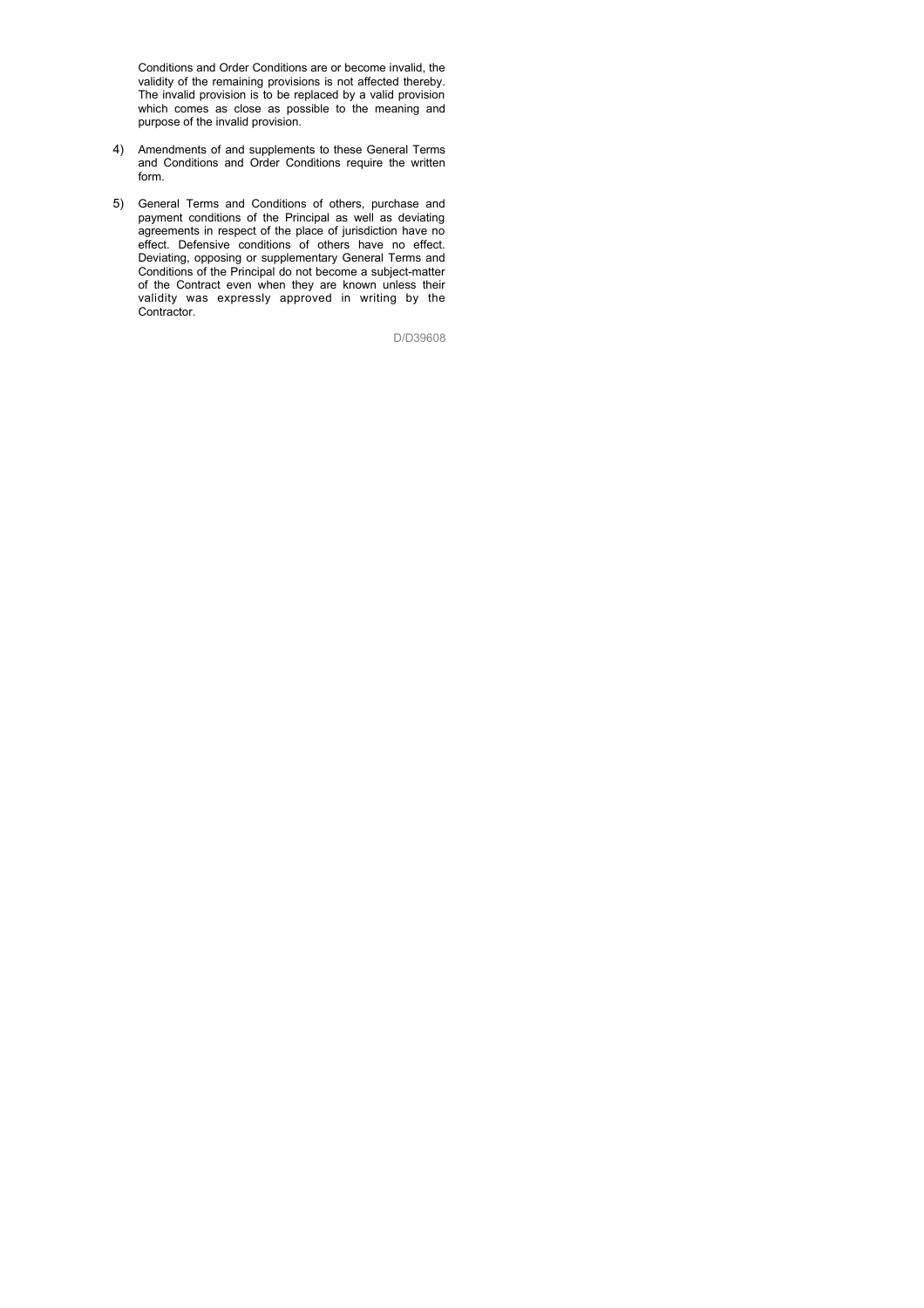Conditions and Order Conditions are or become invalid, the validity of the remaining provisions is not affected thereby. The invalid provision is to be replaced by a valid provision which comes as close as possible to the meaning and purpose of the invalid provision.

4) Amendments of and supplements to these General Terms and Conditions and Order Conditions require the written form.

5) General Terms and Conditions of others, purchase and payment conditions of the Principal as well as deviating agreements in respect of the place of jurisdiction have no effect. Defensive conditions of others have no effect. Deviating, opposing or supplementary General Terms and Conditions of the Principal do not become a subject-matter of the Contract even when they are known unless their validity was expressly approved in writing by the Contractor.

D/D39608